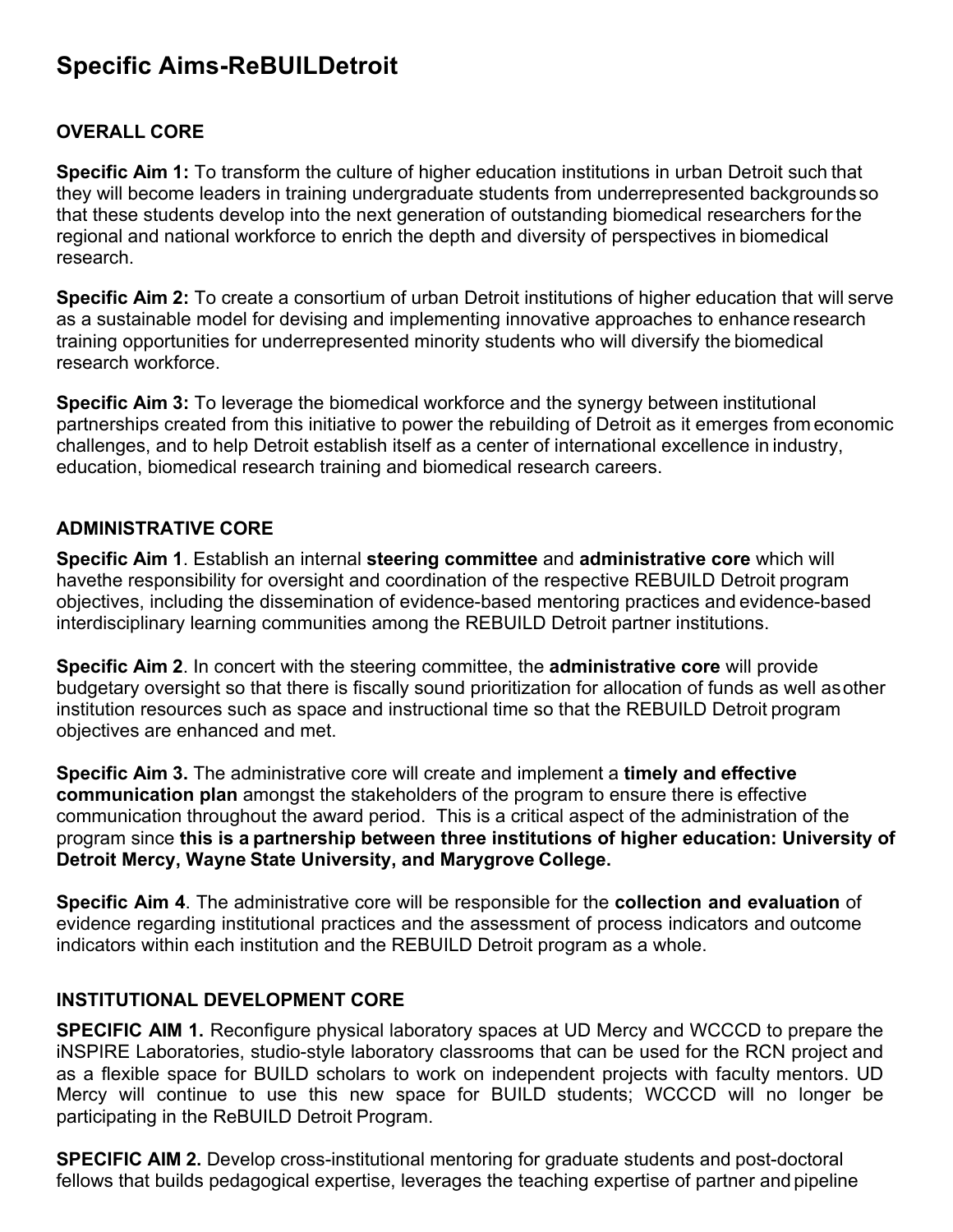# Specific Aims-ReBUILDetroit

## OVERALL CORE

**Specific Aim 1:** To transform the culture of higher education institutions in urban Detroit such that they will become leaders in training undergraduate students from underrepresented backgrounds so that these students develop into the next generation of outstanding biomedical researchers for the regional and national workforce to enrich the depth and diversity of perspectives in biomedical research.

**Specific Aim 2:** To create a consortium of urban Detroit institutions of higher education that will serve as a sustainable model for devising and implementing innovative approaches to enhance research training opportunities for underrepresented minority students who will diversify the biomedical research workforce.

**Specific Aim 3:** To leverage the biomedical workforce and the synergy between institutional partnerships created from this initiative to power the rebuilding of Detroit as it emerges from economic challenges, and to help Detroit establish itself as a center of international excellence in industry, education, biomedical research training and biomedical research careers.

## ADMINISTRATIVE CORE

**Specific Aim 1**. Establish an internal **steering committee** and **administrative core** which will havethe responsibility for oversight and coordination of the respective REBUILD Detroit program objectives, including the dissemination of evidence-based mentoring practices and evidence-based interdisciplinary learning communities among the REBUILD Detroit partner institutions.

**Specific Aim 2**. In concert with the steering committee, the **administrative core** will provide budgetary oversight so that there is fiscally sound prioritization for allocation of funds as well as other institution resources such as space and instructional time so that the REBUILD Detroit program objectives are enhanced and met.

**Specific Aim 3.** The administrative core will create and implement a **timely and effective communication plan** amongst the stakeholders of the program to ensure there is effective communication throughout the award period. This is a critical aspect of the administration of the program since **this is a partnership between three institutions of higher education: University of Detroit Mercy, Wayne State University, and Marygrove College.**

**Specific Aim 4**. The administrative core will be responsible for the **collection and evaluation** of evidence regarding institutional practices and the assessment of process indicators and outcome indicators within each institution and the REBUILD Detroit program as a whole.

## INSTITUTIONAL DEVELOPMENT CORE

**SPECIFIC AIM 1.** Reconfigure physical laboratory spaces at UD Mercy and WCCCD to prepare the iNSPIRE Laboratories, studio-style laboratory classrooms that can be used for the RCN project and as a flexible space for BUILD scholars to work on independent projects with faculty mentors. UD Mercy will continue to use this new space for BUILD students; WCCCD will no longer be participating in the ReBUILD Detroit Program.

**SPECIFIC AIM 2.** Develop cross-institutional mentoring for graduate students and post-doctoral fellows that builds pedagogical expertise, leverages the teaching expertise of partner and pipeline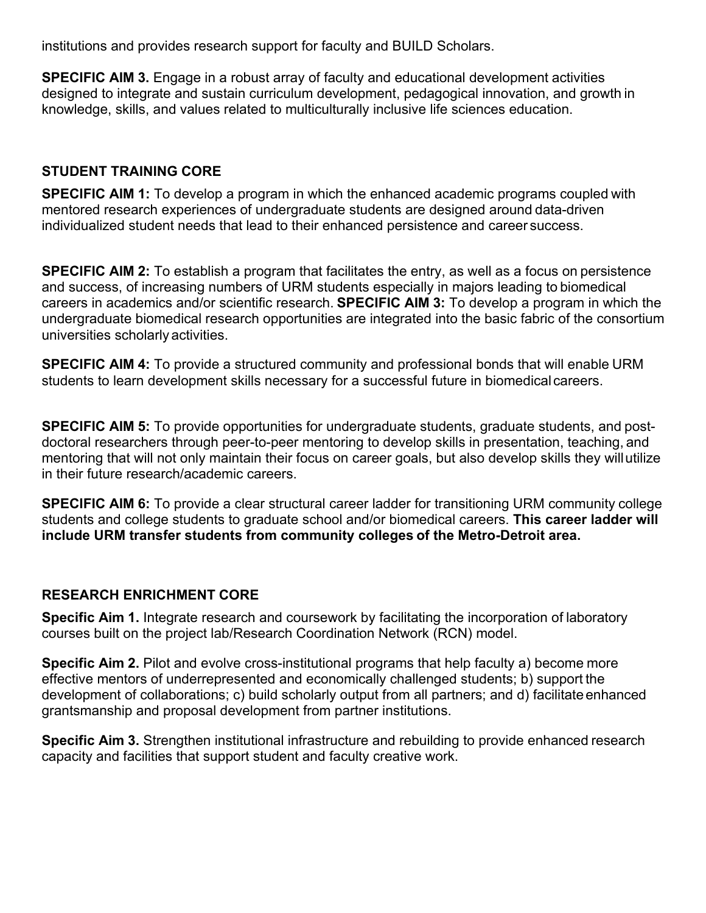institutions and provides research support for faculty and BUILD Scholars.

**SPECIFIC AIM 3.** Engage in a robust array of faculty and educational development activities designed to integrate and sustain curriculum development, pedagogical innovation, and growth in knowledge, skills, and values related to multiculturally inclusive life sciences education.

## STUDENT TRAINING CORE

**SPECIFIC AIM 1:** To develop a program in which the enhanced academic programs coupled with mentored research experiences of undergraduate students are designed around data-driven individualized student needs that lead to their enhanced persistence and career success.

**SPECIFIC AIM 2:** To establish a program that facilitates the entry, as well as a focus on persistence and success, of increasing numbers of URM students especially in majors leading to biomedical careers in academics and/or scientific research. **SPECIFIC AIM 3:** To develop a program in which the undergraduate biomedical research opportunities are integrated into the basic fabric of the consortium universities scholarly activities.

**SPECIFIC AIM 4:** To provide a structured community and professional bonds that will enable URM students to learn development skills necessary for a successful future in biomedical careers.

**SPECIFIC AIM 5:** To provide opportunities for undergraduate students, graduate students, and post-doctoral researchers through peer-to-peer mentoring to develop skills in presentation, teaching, and mentoring that will not only maintain their focus on career goals, but also develop skills they will utilize in their future research/academic careers.

**SPECIFIC AIM 6:** To provide a clear structural career ladder for transitioning URM community college students and college students to graduate school and/or biomedical careers. **This career ladder will include URM transfer students from community colleges of the Metro-Detroit area.**

## RESEARCH ENRICHMENT CORE

**Specific Aim 1.** Integrate research and coursework by facilitating the incorporation of laboratory courses built on the project lab/Research Coordination Network (RCN) model.

**Specific Aim 2.** Pilot and evolve cross-institutional programs that help faculty a) become more effective mentors of underrepresented and economically challenged students; b) support the development of collaborations; c) build scholarly output from all partners; and d) facilitate enhanced grantsmanship and proposal development from partner institutions.

**Specific Aim 3.** Strengthen institutional infrastructure and rebuilding to provide enhanced research capacity and facilities that support student and faculty creative work.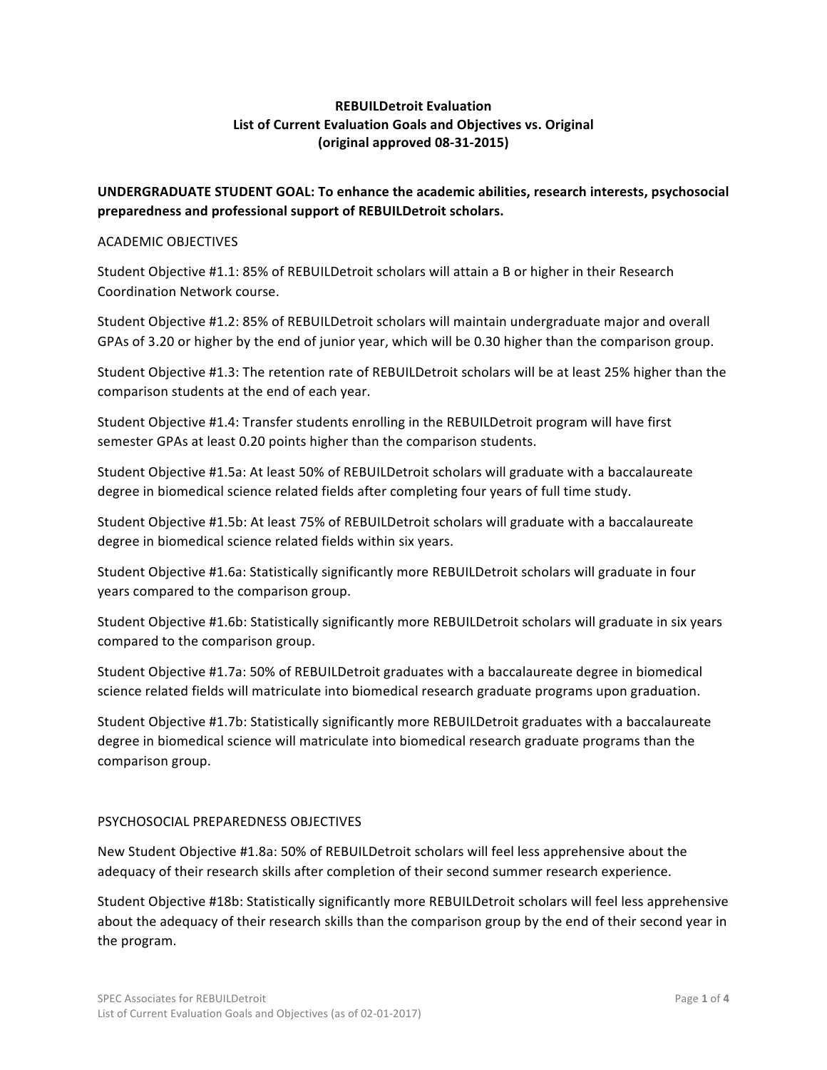**REBUILDetroit Evaluation**
**List of Current Evaluation Goals and Objectives vs. Original**
**(original approved 08-31-2015)**

**UNDERGRADUATE STUDENT GOAL: To enhance the academic abilities, research interests, psychosocial preparedness and professional support of REBUILDetroit scholars.**

ACADEMIC OBJECTIVES

Student Objective #1.1: 85% of REBUILDetroit scholars will attain a B or higher in their Research Coordination Network course.

Student Objective #1.2: 85% of REBUILDetroit scholars will maintain undergraduate major and overall GPAs of 3.20 or higher by the end of junior year, which will be 0.30 higher than the comparison group.

Student Objective #1.3: The retention rate of REBUILDetroit scholars will be at least 25% higher than the comparison students at the end of each year.

Student Objective #1.4: Transfer students enrolling in the REBUILDetroit program will have first semester GPAs at least 0.20 points higher than the comparison students.

Student Objective #1.5a: At least 50% of REBUILDetroit scholars will graduate with a baccalaureate degree in biomedical science related fields after completing four years of full time study.

Student Objective #1.5b: At least 75% of REBUILDetroit scholars will graduate with a baccalaureate degree in biomedical science related fields within six years.

Student Objective #1.6a: Statistically significantly more REBUILDetroit scholars will graduate in four years compared to the comparison group.

Student Objective #1.6b: Statistically significantly more REBUILDetroit scholars will graduate in six years compared to the comparison group.

Student Objective #1.7a: 50% of REBUILDetroit graduates with a baccalaureate degree in biomedical science related fields will matriculate into biomedical research graduate programs upon graduation.

Student Objective #1.7b: Statistically significantly more REBUILDetroit graduates with a baccalaureate degree in biomedical science will matriculate into biomedical research graduate programs than the comparison group.

PSYCHOSOCIAL PREPAREDNESS OBJECTIVES

New Student Objective #1.8a: 50% of REBUILDetroit scholars will feel less apprehensive about the adequacy of their research skills after completion of their second summer research experience.

Student Objective #18b: Statistically significantly more REBUILDetroit scholars will feel less apprehensive about the adequacy of their research skills than the comparison group by the end of their second year in the program.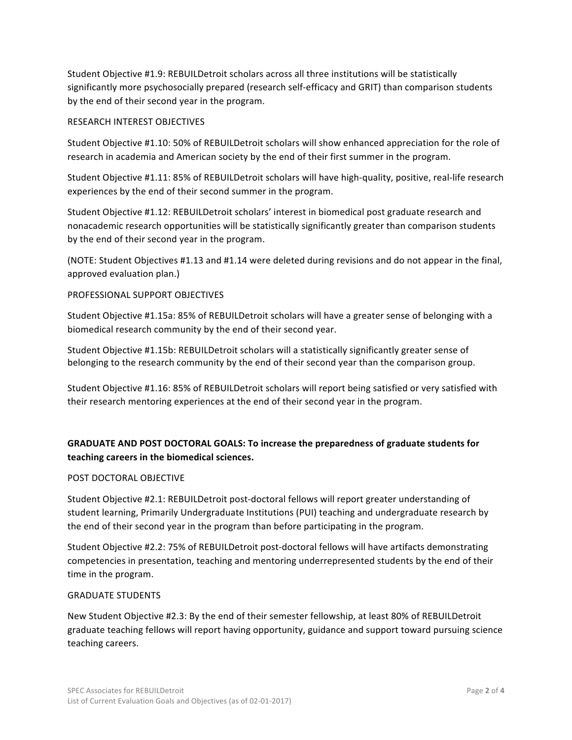Student Objective #1.9: REBUILDetroit scholars across all three institutions will be statistically significantly more psychosocially prepared (research self-efficacy and GRIT) than comparison students by the end of their second year in the program.

RESEARCH INTEREST OBJECTIVES

Student Objective #1.10: 50% of REBUILDetroit scholars will show enhanced appreciation for the role of research in academia and American society by the end of their first summer in the program.

Student Objective #1.11: 85% of REBUILDetroit scholars will have high-quality, positive, real-life research experiences by the end of their second summer in the program.

Student Objective #1.12: REBUILDetroit scholars' interest in biomedical post graduate research and nonacademic research opportunities will be statistically significantly greater than comparison students by the end of their second year in the program.

(NOTE: Student Objectives #1.13 and #1.14 were deleted during revisions and do not appear in the final, approved evaluation plan.)

PROFESSIONAL SUPPORT OBJECTIVES

Student Objective #1.15a: 85% of REBUILDetroit scholars will have a greater sense of belonging with a biomedical research community by the end of their second year.

Student Objective #1.15b: REBUILDetroit scholars will a statistically significantly greater sense of belonging to the research community by the end of their second year than the comparison group.

Student Objective #1.16: 85% of REBUILDetroit scholars will report being satisfied or very satisfied with their research mentoring experiences at the end of their second year in the program.

**GRADUATE AND POST DOCTORAL GOALS: To increase the preparedness of graduate students for teaching careers in the biomedical sciences.**

POST DOCTORAL OBJECTIVE

Student Objective #2.1: REBUILDetroit post-doctoral fellows will report greater understanding of student learning, Primarily Undergraduate Institutions (PUI) teaching and undergraduate research by the end of their second year in the program than before participating in the program.

Student Objective #2.2: 75% of REBUILDetroit post-doctoral fellows will have artifacts demonstrating competencies in presentation, teaching and mentoring underrepresented students by the end of their time in the program.

GRADUATE STUDENTS

New Student Objective #2.3: By the end of their semester fellowship, at least 80% of REBUILDetroit graduate teaching fellows will report having opportunity, guidance and support toward pursuing science teaching careers.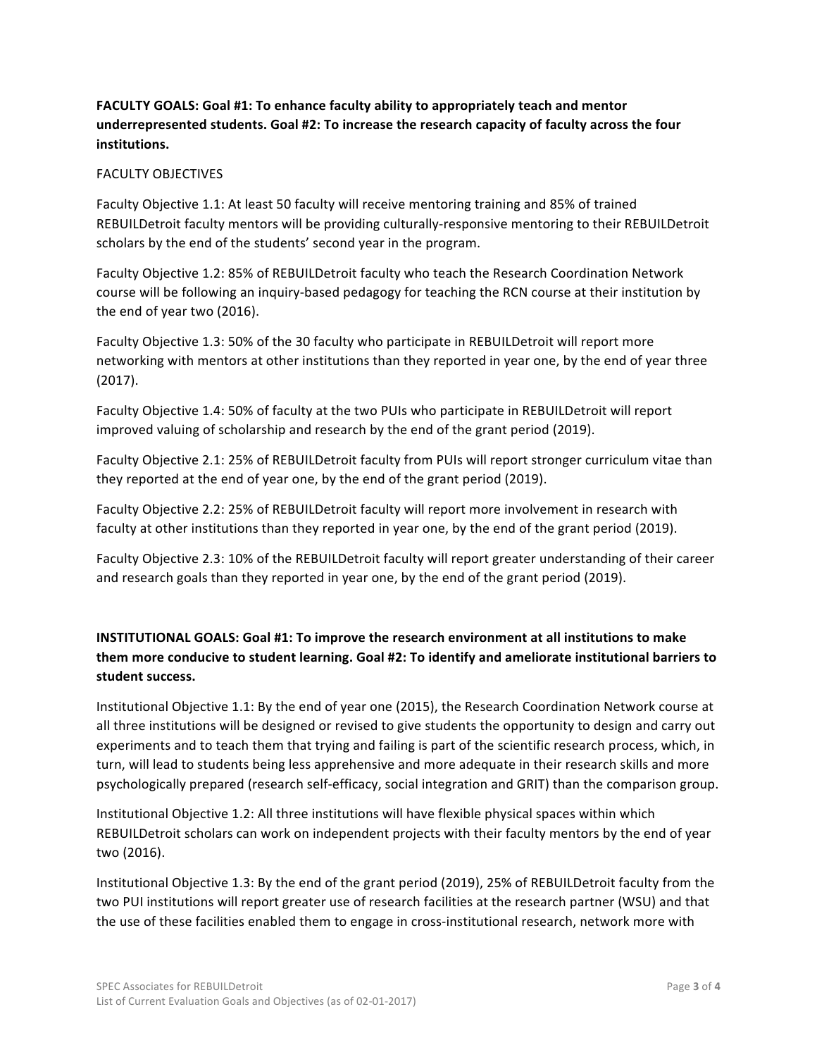**FACULTY GOALS: Goal #1: To enhance faculty ability to appropriately teach and mentor underrepresented students. Goal #2: To increase the research capacity of faculty across the four institutions.**

FACULTY OBJECTIVES

Faculty Objective 1.1: At least 50 faculty will receive mentoring training and 85% of trained REBUILDetroit faculty mentors will be providing culturally-responsive mentoring to their REBUILDetroit scholars by the end of the students' second year in the program.

Faculty Objective 1.2: 85% of REBUILDetroit faculty who teach the Research Coordination Network course will be following an inquiry-based pedagogy for teaching the RCN course at their institution by the end of year two (2016).

Faculty Objective 1.3: 50% of the 30 faculty who participate in REBUILDetroit will report more networking with mentors at other institutions than they reported in year one, by the end of year three (2017).

Faculty Objective 1.4: 50% of faculty at the two PUIs who participate in REBUILDetroit will report improved valuing of scholarship and research by the end of the grant period (2019).

Faculty Objective 2.1: 25% of REBUILDetroit faculty from PUIs will report stronger curriculum vitae than they reported at the end of year one, by the end of the grant period (2019).

Faculty Objective 2.2: 25% of REBUILDetroit faculty will report more involvement in research with faculty at other institutions than they reported in year one, by the end of the grant period (2019).

Faculty Objective 2.3: 10% of the REBUILDetroit faculty will report greater understanding of their career and research goals than they reported in year one, by the end of the grant period (2019).

**INSTITUTIONAL GOALS: Goal #1: To improve the research environment at all institutions to make them more conducive to student learning. Goal #2: To identify and ameliorate institutional barriers to student success.**

Institutional Objective 1.1: By the end of year one (2015), the Research Coordination Network course at all three institutions will be designed or revised to give students the opportunity to design and carry out experiments and to teach them that trying and failing is part of the scientific research process, which, in turn, will lead to students being less apprehensive and more adequate in their research skills and more psychologically prepared (research self-efficacy, social integration and GRIT) than the comparison group.

Institutional Objective 1.2: All three institutions will have flexible physical spaces within which REBUILDetroit scholars can work on independent projects with their faculty mentors by the end of year two (2016).

Institutional Objective 1.3: By the end of the grant period (2019), 25% of REBUILDetroit faculty from the two PUI institutions will report greater use of research facilities at the research partner (WSU) and that the use of these facilities enabled them to engage in cross-institutional research, network more with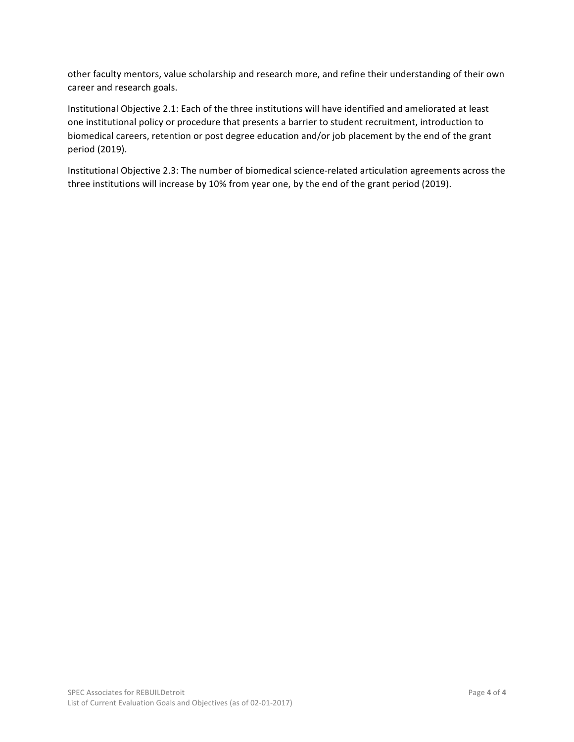other faculty mentors, value scholarship and research more, and refine their understanding of their own career and research goals.

Institutional Objective 2.1: Each of the three institutions will have identified and ameliorated at least one institutional policy or procedure that presents a barrier to student recruitment, introduction to biomedical careers, retention or post degree education and/or job placement by the end of the grant period (2019).

Institutional Objective 2.3: The number of biomedical science-related articulation agreements across the three institutions will increase by 10% from year one, by the end of the grant period (2019).